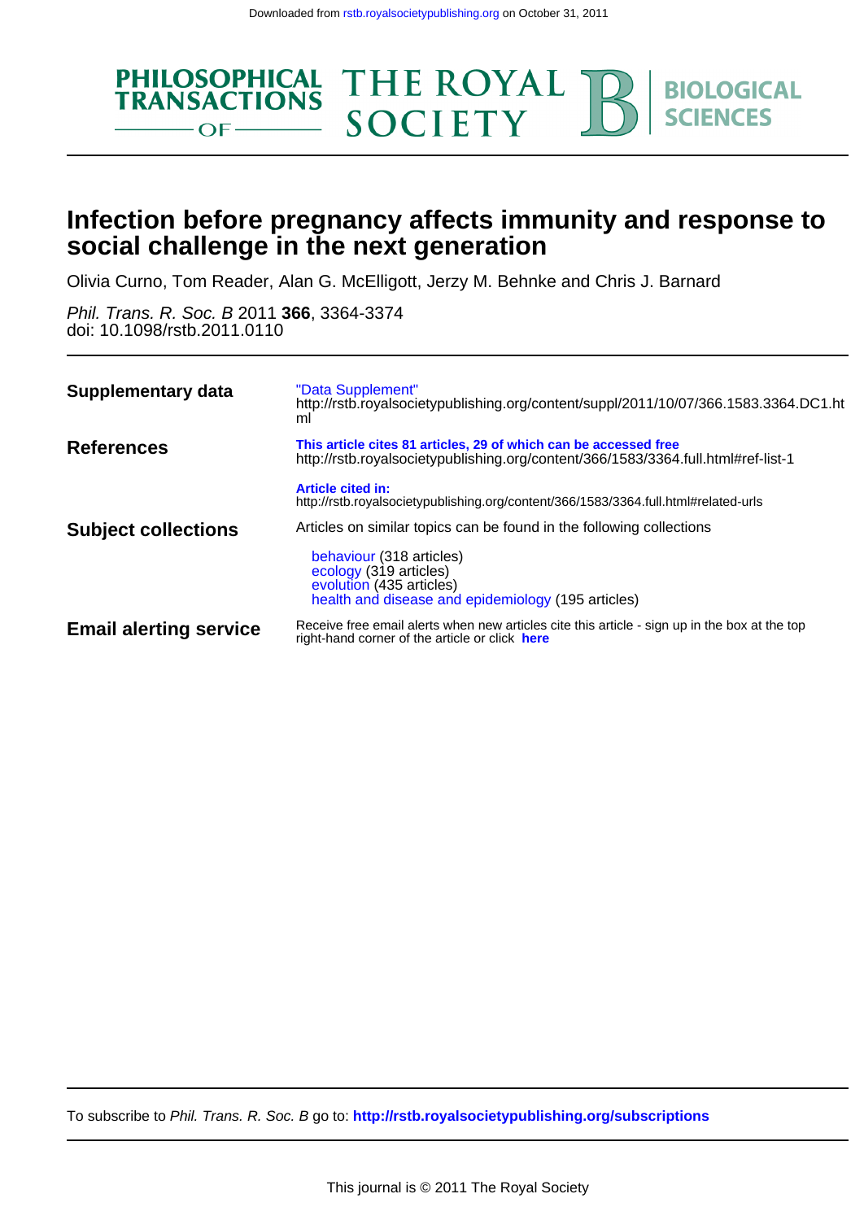Downloaded from rstb.royalsocietypublishing.org on October 31, 2011

PHILOSOPHICAL TRANSACTIONS OF THE ROYAL SOCIETY B BIOLOGICAL SCIENCES

# Infection before pregnancy affects immunity and response to social challenge in the next generation

Olivia Curno, Tom Reader, Alan G. McElligott, Jerzy M. Behnke and Chris J. Barnard

*Phil. Trans. R. Soc. B* 2011 **366**, 3364-3374
doi: 10.1098/rstb.2011.0110

| | |
|---|---|
| **Supplementary data** | "Data Supplement" http://rstb.royalsocietypublishing.org/content/suppl/2011/10/07/366.1583.3364.DC1.html |
| **References** | **This article cites 81 articles, 29 of which can be accessed free** http://rstb.royalsocietypublishing.org/content/366/1583/3364.full.html#ref-list-1 |
| | **Article cited in:** http://rstb.royalsocietypublishing.org/content/366/1583/3364.full.html#related-urls |
| **Subject collections** | Articles on similar topics can be found in the following collections<br>behaviour (318 articles)<br>ecology (319 articles)<br>evolution (435 articles)<br>health and disease and epidemiology (195 articles) |
| **Email alerting service** | Receive free email alerts when new articles cite this article - sign up in the box at the top right-hand corner of the article or click **here** |

To subscribe to *Phil. Trans. R. Soc. B* go to: **http://rstb.royalsocietypublishing.org/subscriptions**

This journal is © 2011 The Royal Society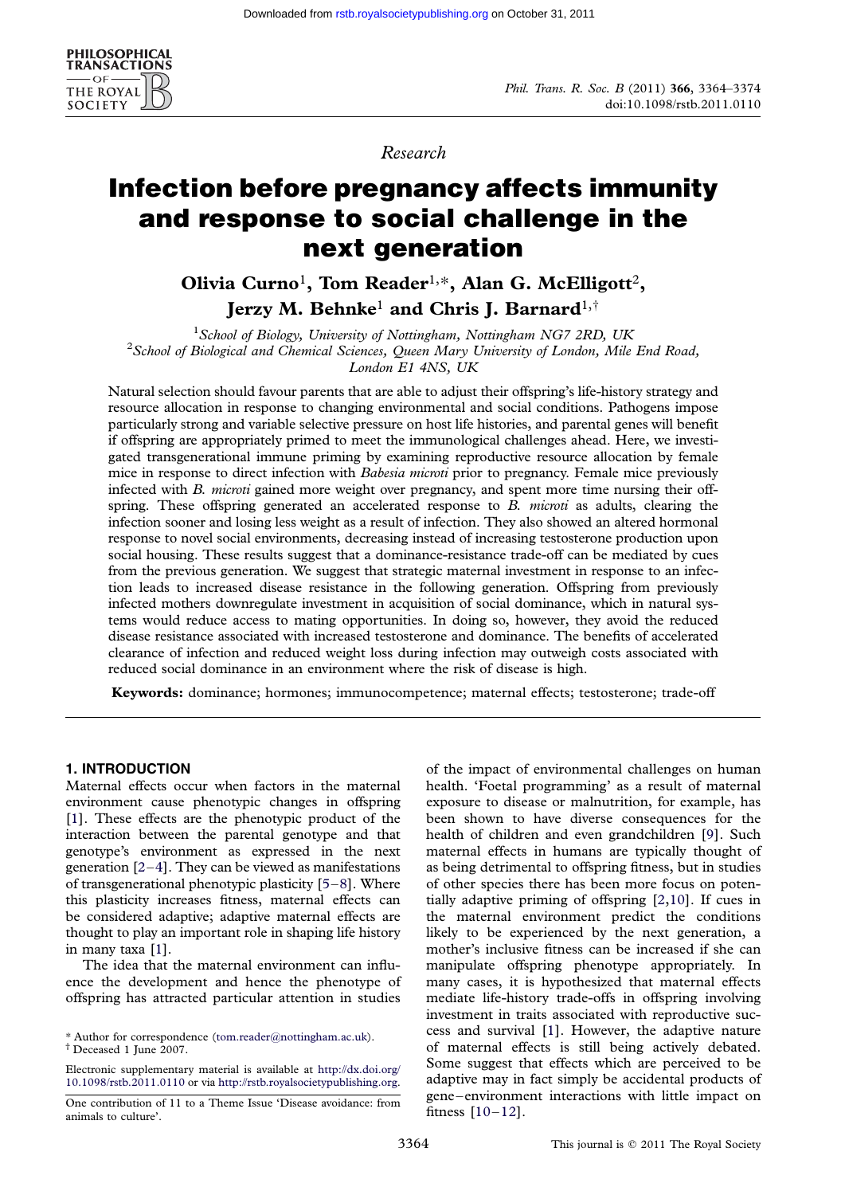Research

# Infection before pregnancy affects immunity and response to social challenge in the next generation

**Olivia Curno[1], Tom Reader[1,*], Alan G. McElligott[2], Jerzy M. Behnke[1] and Chris J. Barnard[1,†]**

[1]*School of Biology, University of Nottingham, Nottingham NG7 2RD, UK*
[2]*School of Biological and Chemical Sciences, Queen Mary University of London, Mile End Road, London E1 4NS, UK*

Natural selection should favour parents that are able to adjust their offspring's life-history strategy and resource allocation in response to changing environmental and social conditions. Pathogens impose particularly strong and variable selective pressure on host life histories, and parental genes will benefit if offspring are appropriately primed to meet the immunological challenges ahead. Here, we investigated transgenerational immune priming by examining reproductive resource allocation by female mice in response to direct infection with *Babesia microti* prior to pregnancy. Female mice previously infected with *B. microti* gained more weight over pregnancy, and spent more time nursing their offspring. These offspring generated an accelerated response to *B. microti* as adults, clearing the infection sooner and losing less weight as a result of infection. They also showed an altered hormonal response to novel social environments, decreasing instead of increasing testosterone production upon social housing. These results suggest that a dominance-resistance trade-off can be mediated by cues from the previous generation. We suggest that strategic maternal investment in response to an infection leads to increased disease resistance in the following generation. Offspring from previously infected mothers downregulate investment in acquisition of social dominance, which in natural systems would reduce access to mating opportunities. In doing so, however, they avoid the reduced disease resistance associated with increased testosterone and dominance. The benefits of accelerated clearance of infection and reduced weight loss during infection may outweigh costs associated with reduced social dominance in an environment where the risk of disease is high.

**Keywords:** dominance; hormones; immunocompetence; maternal effects; testosterone; trade-off

## 1. INTRODUCTION

Maternal effects occur when factors in the maternal environment cause phenotypic changes in offspring [1]. These effects are the phenotypic product of the interaction between the parental genotype and that genotype's environment as expressed in the next generation [2–4]. They can be viewed as manifestations of transgenerational phenotypic plasticity [5–8]. Where this plasticity increases fitness, maternal effects can be considered adaptive; adaptive maternal effects are thought to play an important role in shaping life history in many taxa [1].

The idea that the maternal environment can influence the development and hence the phenotype of offspring has attracted particular attention in studies of the impact of environmental challenges on human health. 'Foetal programming' as a result of maternal exposure to disease or malnutrition, for example, has been shown to have diverse consequences for the health of children and even grandchildren [9]. Such maternal effects in humans are typically thought of as being detrimental to offspring fitness, but in studies of other species there has been more focus on potentially adaptive priming of offspring [2,10]. If cues in the maternal environment predict the conditions likely to be experienced by the next generation, a mother's inclusive fitness can be increased if she can manipulate offspring phenotype appropriately. In many cases, it is hypothesized that maternal effects mediate life-history trade-offs in offspring involving investment in traits associated with reproductive success and survival [1]. However, the adaptive nature of maternal effects is still being actively debated. Some suggest that effects which are perceived to be adaptive may in fact simply be accidental products of gene–environment interactions with little impact on fitness [10–12].

* Author for correspondence (tom.reader@nottingham.ac.uk).
† Deceased 1 June 2007.

Electronic supplementary material is available at http://dx.doi.org/10.1098/rstb.2011.0110 or via http://rstb.royalsocietypublishing.org.

One contribution of 11 to a Theme Issue 'Disease avoidance: from animals to culture'.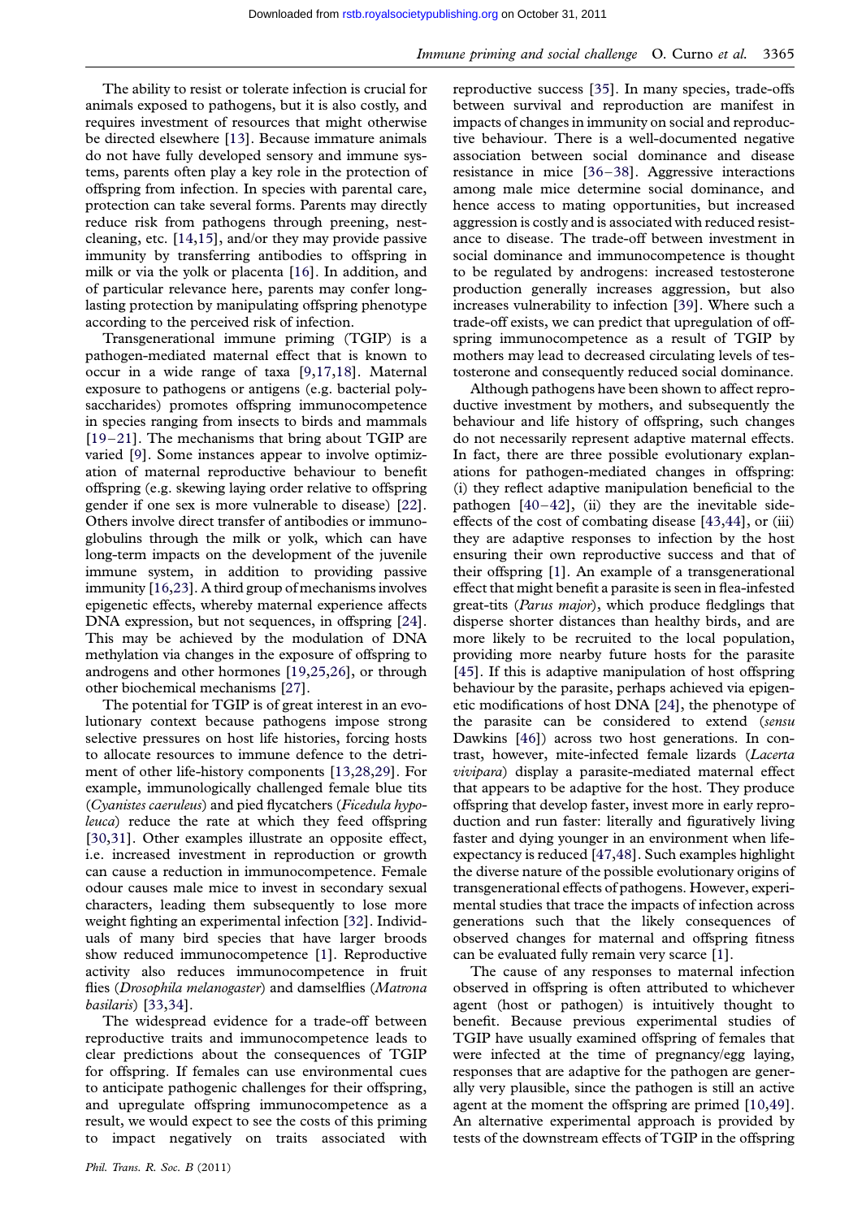The ability to resist or tolerate infection is crucial for animals exposed to pathogens, but it is also costly, and requires investment of resources that might otherwise be directed elsewhere [13]. Because immature animals do not have fully developed sensory and immune systems, parents often play a key role in the protection of offspring from infection. In species with parental care, protection can take several forms. Parents may directly reduce risk from pathogens through preening, nest-cleaning, etc. [14,15], and/or they may provide passive immunity by transferring antibodies to offspring in milk or via the yolk or placenta [16]. In addition, and of particular relevance here, parents may confer long-lasting protection by manipulating offspring phenotype according to the perceived risk of infection.

Transgenerational immune priming (TGIP) is a pathogen-mediated maternal effect that is known to occur in a wide range of taxa [9,17,18]. Maternal exposure to pathogens or antigens (e.g. bacterial polysaccharides) promotes offspring immunocompetence in species ranging from insects to birds and mammals [19–21]. The mechanisms that bring about TGIP are varied [9]. Some instances appear to involve optimization of maternal reproductive behaviour to benefit offspring (e.g. skewing laying order relative to offspring gender if one sex is more vulnerable to disease) [22]. Others involve direct transfer of antibodies or immunoglobulins through the milk or yolk, which can have long-term impacts on the development of the juvenile immune system, in addition to providing passive immunity [16,23]. A third group of mechanisms involves epigenetic effects, whereby maternal experience affects DNA expression, but not sequences, in offspring [24]. This may be achieved by the modulation of DNA methylation via changes in the exposure of offspring to androgens and other hormones [19,25,26], or through other biochemical mechanisms [27].

The potential for TGIP is of great interest in an evolutionary context because pathogens impose strong selective pressures on host life histories, forcing hosts to allocate resources to immune defence to the detriment of other life-history components [13,28,29]. For example, immunologically challenged female blue tits (*Cyanistes caeruleus*) and pied flycatchers (*Ficedula hypoleuca*) reduce the rate at which they feed offspring [30,31]. Other examples illustrate an opposite effect, i.e. increased investment in reproduction or growth can cause a reduction in immunocompetence. Female odour causes male mice to invest in secondary sexual characters, leading them subsequently to lose more weight fighting an experimental infection [32]. Individuals of many bird species that have larger broods show reduced immunocompetence [1]. Reproductive activity also reduces immunocompetence in fruit flies (*Drosophila melanogaster*) and damselflies (*Matrona basilaris*) [33,34].

The widespread evidence for a trade-off between reproductive traits and immunocompetence leads to clear predictions about the consequences of TGIP for offspring. If females can use environmental cues to anticipate pathogenic challenges for their offspring, and upregulate offspring immunocompetence as a result, we would expect to see the costs of this priming to impact negatively on traits associated with reproductive success [35]. In many species, trade-offs between survival and reproduction are manifest in impacts of changes in immunity on social and reproductive behaviour. There is a well-documented negative association between social dominance and disease resistance in mice [36–38]. Aggressive interactions among male mice determine social dominance, and hence access to mating opportunities, but increased aggression is costly and is associated with reduced resistance to disease. The trade-off between investment in social dominance and immunocompetence is thought to be regulated by androgens: increased testosterone production generally increases aggression, but also increases vulnerability to infection [39]. Where such a trade-off exists, we can predict that upregulation of offspring immunocompetence as a result of TGIP by mothers may lead to decreased circulating levels of testosterone and consequently reduced social dominance.

Although pathogens have been shown to affect reproductive investment by mothers, and subsequently the behaviour and life history of offspring, such changes do not necessarily represent adaptive maternal effects. In fact, there are three possible evolutionary explanations for pathogen-mediated changes in offspring: (i) they reflect adaptive manipulation beneficial to the pathogen [40–42], (ii) they are the inevitable side-effects of the cost of combating disease [43,44], or (iii) they are adaptive responses to infection by the host ensuring their own reproductive success and that of their offspring [1]. An example of a transgenerational effect that might benefit a parasite is seen in flea-infested great-tits (*Parus major*), which produce fledglings that disperse shorter distances than healthy birds, and are more likely to be recruited to the local population, providing more nearby future hosts for the parasite [45]. If this is adaptive manipulation of host offspring behaviour by the parasite, perhaps achieved via epigenetic modifications of host DNA [24], the phenotype of the parasite can be considered to extend (*sensu* Dawkins [46]) across two host generations. In contrast, however, mite-infected female lizards (*Lacerta vivipara*) display a parasite-mediated maternal effect that appears to be adaptive for the host. They produce offspring that develop faster, invest more in early reproduction and run faster: literally and figuratively living faster and dying younger in an environment when life-expectancy is reduced [47,48]. Such examples highlight the diverse nature of the possible evolutionary origins of transgenerational effects of pathogens. However, experimental studies that trace the impacts of infection across generations such that the likely consequences of observed changes for maternal and offspring fitness can be evaluated fully remain very scarce [1].

The cause of any responses to maternal infection observed in offspring is often attributed to whichever agent (host or pathogen) is intuitively thought to benefit. Because previous experimental studies of TGIP have usually examined offspring of females that were infected at the time of pregnancy/egg laying, responses that are adaptive for the pathogen are generally very plausible, since the pathogen is still an active agent at the moment the offspring are primed [10,49]. An alternative experimental approach is provided by tests of the downstream effects of TGIP in the offspring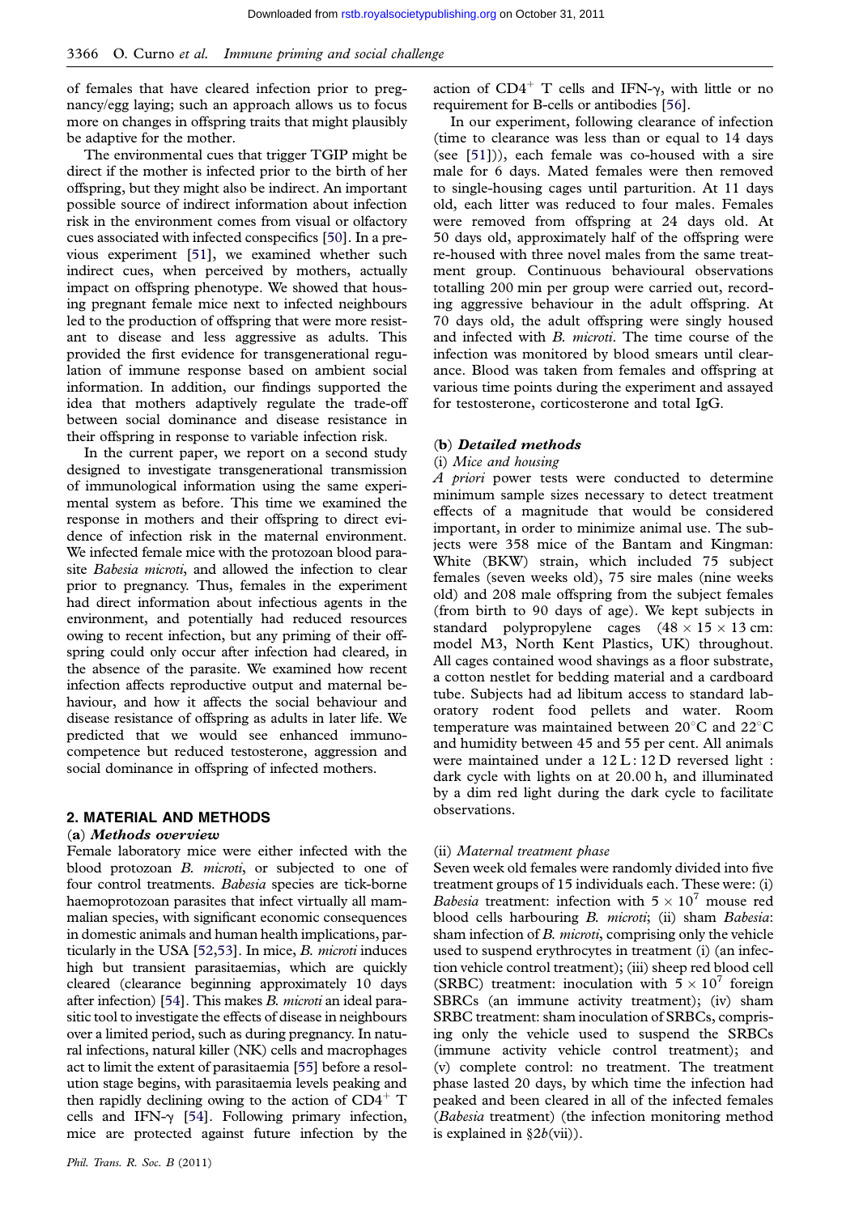of females that have cleared infection prior to pregnancy/egg laying; such an approach allows us to focus more on changes in offspring traits that might plausibly be adaptive for the mother.

The environmental cues that trigger TGIP might be direct if the mother is infected prior to the birth of her offspring, but they might also be indirect. An important possible source of indirect information about infection risk in the environment comes from visual or olfactory cues associated with infected conspecifics [50]. In a previous experiment [51], we examined whether such indirect cues, when perceived by mothers, actually impact on offspring phenotype. We showed that housing pregnant female mice next to infected neighbours led to the production of offspring that were more resistant to disease and less aggressive as adults. This provided the first evidence for transgenerational regulation of immune response based on ambient social information. In addition, our findings supported the idea that mothers adaptively regulate the trade-off between social dominance and disease resistance in their offspring in response to variable infection risk.

In the current paper, we report on a second study designed to investigate transgenerational transmission of immunological information using the same experimental system as before. This time we examined the response in mothers and their offspring to direct evidence of infection risk in the maternal environment. We infected female mice with the protozoan blood parasite *Babesia microti*, and allowed the infection to clear prior to pregnancy. Thus, females in the experiment had direct information about infectious agents in the environment, and potentially had reduced resources owing to recent infection, but any priming of their offspring could only occur after infection had cleared, in the absence of the parasite. We examined how recent infection affects reproductive output and maternal behaviour, and how it affects the social behaviour and disease resistance of offspring as adults in later life. We predicted that we would see enhanced immunocompetence but reduced testosterone, aggression and social dominance in offspring of infected mothers.

## 2. MATERIAL AND METHODS

### (a) *Methods overview*

Female laboratory mice were either infected with the blood protozoan *B. microti*, or subjected to one of four control treatments. *Babesia* species are tick-borne haemoprotozoan parasites that infect virtually all mammalian species, with significant economic consequences in domestic animals and human health implications, particularly in the USA [52,53]. In mice, *B. microti* induces high but transient parasitaemias, which are quickly cleared (clearance beginning approximately 10 days after infection) [54]. This makes *B. microti* an ideal parasitic tool to investigate the effects of disease in neighbours over a limited period, such as during pregnancy. In natural infections, natural killer (NK) cells and macrophages act to limit the extent of parasitaemia [55] before a resolution stage begins, with parasitaemia levels peaking and then rapidly declining owing to the action of $CD4^+$ T cells and IFN-γ [54]. Following primary infection, mice are protected against future infection by the action of $CD4^+$ T cells and IFN-γ, with little or no requirement for B-cells or antibodies [56].

In our experiment, following clearance of infection (time to clearance was less than or equal to 14 days (see [51])), each female was co-housed with a sire male for 6 days. Mated females were then removed to single-housing cages until parturition. At 11 days old, each litter was reduced to four males. Females were removed from offspring at 24 days old. At 50 days old, approximately half of the offspring were re-housed with three novel males from the same treatment group. Continuous behavioural observations totalling 200 min per group were carried out, recording aggressive behaviour in the adult offspring. At 70 days old, the adult offspring were singly housed and infected with *B. microti*. The time course of the infection was monitored by blood smears until clearance. Blood was taken from females and offspring at various time points during the experiment and assayed for testosterone, corticosterone and total IgG.

### (b) *Detailed methods*

#### (i) *Mice and housing*

*A priori* power tests were conducted to determine minimum sample sizes necessary to detect treatment effects of a magnitude that would be considered important, in order to minimize animal use. The subjects were 358 mice of the Bantam and Kingman: White (BKW) strain, which included 75 subject females (seven weeks old), 75 sire males (nine weeks old) and 208 male offspring from the subject females (from birth to 90 days of age). We kept subjects in standard polypropylene cages ($48 \times 15 \times 13$ cm: model M3, North Kent Plastics, UK) throughout. All cages contained wood shavings as a floor substrate, a cotton nestlet for bedding material and a cardboard tube. Subjects had ad libitum access to standard laboratory rodent food pellets and water. Room temperature was maintained between 20°C and 22°C and humidity between 45 and 55 per cent. All animals were maintained under a 12 L : 12 D reversed light : dark cycle with lights on at 20.00 h, and illuminated by a dim red light during the dark cycle to facilitate observations.

#### (ii) *Maternal treatment phase*

Seven week old females were randomly divided into five treatment groups of 15 individuals each. These were: (i) *Babesia* treatment: infection with $5 \times 10^7$ mouse red blood cells harbouring *B. microti*; (ii) sham *Babesia*: sham infection of *B. microti*, comprising only the vehicle used to suspend erythrocytes in treatment (i) (an infection vehicle control treatment); (iii) sheep red blood cell (SRBC) treatment: inoculation with $5 \times 10^7$ foreign SBRCs (an immune activity treatment); (iv) sham SRBC treatment: sham inoculation of SRBCs, comprising only the vehicle used to suspend the SRBCs (immune activity vehicle control treatment); and (v) complete control: no treatment. The treatment phase lasted 20 days, by which time the infection had peaked and been cleared in all of the infected females (*Babesia* treatment) (the infection monitoring method is explained in §2*b*(vii)).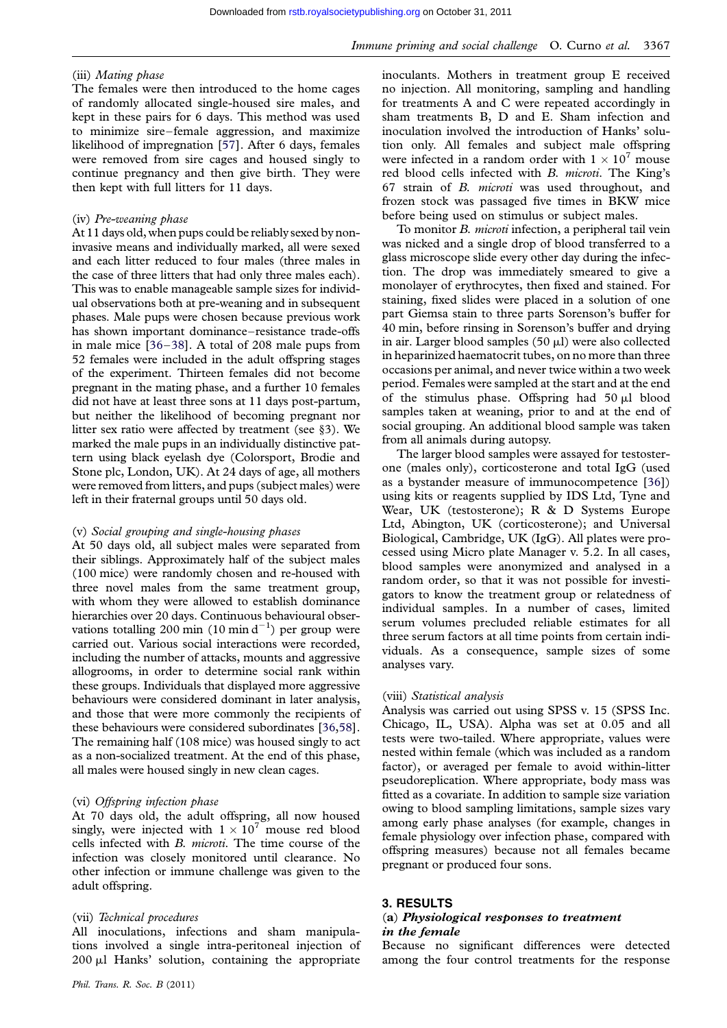(iii) *Mating phase*

The females were then introduced to the home cages of randomly allocated single-housed sire males, and kept in these pairs for 6 days. This method was used to minimize sire–female aggression, and maximize likelihood of impregnation [57]. After 6 days, females were removed from sire cages and housed singly to continue pregnancy and then give birth. They were then kept with full litters for 11 days.

(iv) *Pre-weaning phase*

At 11 days old, when pups could be reliably sexed by non-invasive means and individually marked, all were sexed and each litter reduced to four males (three males in the case of three litters that had only three males each). This was to enable manageable sample sizes for individual observations both at pre-weaning and in subsequent phases. Male pups were chosen because previous work has shown important dominance–resistance trade-offs in male mice [36–38]. A total of 208 male pups from 52 females were included in the adult offspring stages of the experiment. Thirteen females did not become pregnant in the mating phase, and a further 10 females did not have at least three sons at 11 days post-partum, but neither the likelihood of becoming pregnant nor litter sex ratio were affected by treatment (see §3). We marked the male pups in an individually distinctive pattern using black eyelash dye (Colorsport, Brodie and Stone plc, London, UK). At 24 days of age, all mothers were removed from litters, and pups (subject males) were left in their fraternal groups until 50 days old.

(v) *Social grouping and single-housing phases*

At 50 days old, all subject males were separated from their siblings. Approximately half of the subject males (100 mice) were randomly chosen and re-housed with three novel males from the same treatment group, with whom they were allowed to establish dominance hierarchies over 20 days. Continuous behavioural observations totalling 200 min (10 min $d^{-1}$) per group were carried out. Various social interactions were recorded, including the number of attacks, mounts and aggressive allogrooms, in order to determine social rank within these groups. Individuals that displayed more aggressive behaviours were considered dominant in later analysis, and those that were more commonly the recipients of these behaviours were considered subordinates [36,58]. The remaining half (108 mice) was housed singly to act as a non-socialized treatment. At the end of this phase, all males were housed singly in new clean cages.

(vi) *Offspring infection phase*

At 70 days old, the adult offspring, all now housed singly, were injected with $1 \times 10^7$ mouse red blood cells infected with *B. microti*. The time course of the infection was closely monitored until clearance. No other infection or immune challenge was given to the adult offspring.

(vii) *Technical procedures*

All inoculations, infections and sham manipulations involved a single intra-peritoneal injection of 200 μl Hanks' solution, containing the appropriate inoculants. Mothers in treatment group E received no injection. All monitoring, sampling and handling for treatments A and C were repeated accordingly in sham treatments B, D and E. Sham infection and inoculation involved the introduction of Hanks' solution only. All females and subject male offspring were infected in a random order with $1 \times 10^7$ mouse red blood cells infected with *B. microti*. The King's 67 strain of *B. microti* was used throughout, and frozen stock was passaged five times in BKW mice before being used on stimulus or subject males.

To monitor *B. microti* infection, a peripheral tail vein was nicked and a single drop of blood transferred to a glass microscope slide every other day during the infection. The drop was immediately smeared to give a monolayer of erythrocytes, then fixed and stained. For staining, fixed slides were placed in a solution of one part Giemsa stain to three parts Sorenson's buffer for 40 min, before rinsing in Sorenson's buffer and drying in air. Larger blood samples (50 μl) were also collected in heparinized haematocrit tubes, on no more than three occasions per animal, and never twice within a two week period. Females were sampled at the start and at the end of the stimulus phase. Offspring had 50 μl blood samples taken at weaning, prior to and at the end of social grouping. An additional blood sample was taken from all animals during autopsy.

The larger blood samples were assayed for testosterone (males only), corticosterone and total IgG (used as a bystander measure of immunocompetence [36]) using kits or reagents supplied by IDS Ltd, Tyne and Wear, UK (testosterone); R & D Systems Europe Ltd, Abingdon, UK (corticosterone); and Universal Biological, Cambridge, UK (IgG). All plates were processed using Micro plate Manager v. 5.2. In all cases, blood samples were anonymized and analysed in a random order, so that it was not possible for investigators to know the treatment group or relatedness of individual samples. In a number of cases, limited serum volumes precluded reliable estimates for all three serum factors at all time points from certain individuals. As a consequence, sample sizes of some analyses vary.

(viii) *Statistical analysis*

Analysis was carried out using SPSS v. 15 (SPSS Inc. Chicago, IL, USA). Alpha was set at 0.05 and all tests were two-tailed. Where appropriate, values were nested within female (which was included as a random factor), or averaged per female to avoid within-litter pseudoreplication. Where appropriate, body mass was fitted as a covariate. In addition to sample size variation owing to blood sampling limitations, sample sizes vary among early phase analyses (for example, changes in female physiology over infection phase, compared with offspring measures) because not all females became pregnant or produced four sons.

## 3. RESULTS

### (a) *Physiological responses to treatment in the female*

Because no significant differences were detected among the four control treatments for the response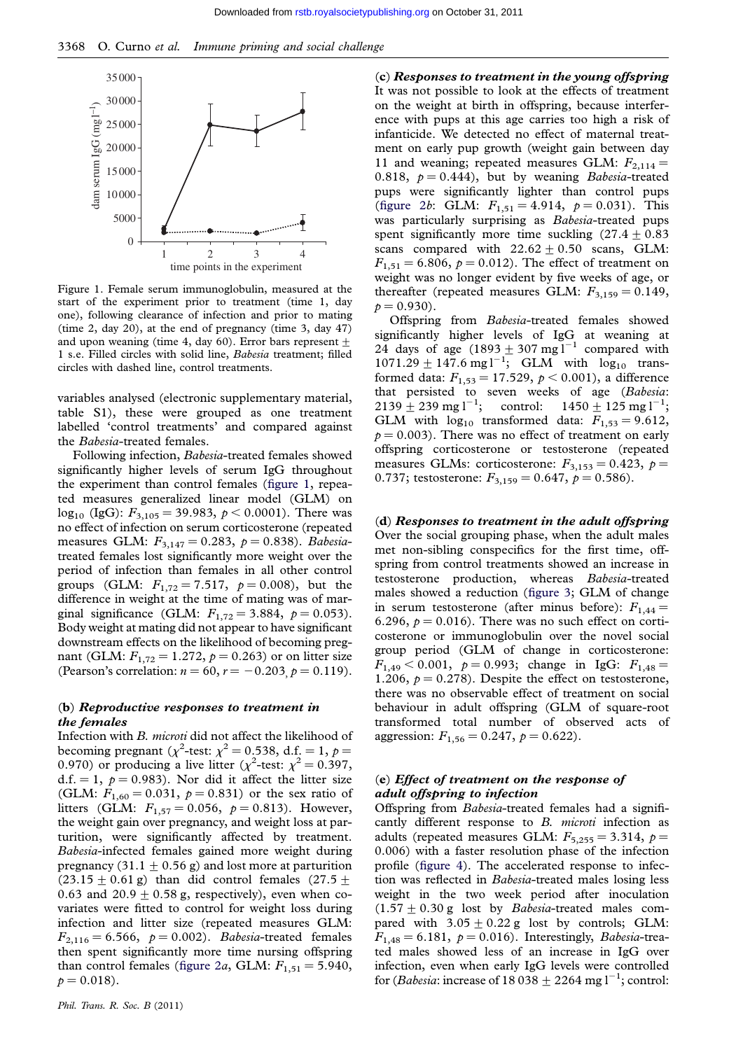Figure 1. Female serum immunoglobulin, measured at the start of the experiment prior to treatment (time 1, day one), following clearance of infection and prior to mating (time 2, day 20), at the end of pregnancy (time 3, day 47) and upon weaning (time 4, day 60). Error bars represent ± 1 s.e. Filled circles with solid line, *Babesia* treatment; filled circles with dashed line, control treatments.

variables analysed (electronic supplementary material, table S1), these were grouped as one treatment labelled 'control treatments' and compared against the *Babesia*-treated females.

Following infection, *Babesia*-treated females showed significantly higher levels of serum IgG throughout the experiment than control females (figure 1, repeated measures generalized linear model (GLM) on $\log_{10}$ (IgG): $F_{3,105} = 39.983$, $p < 0.0001$). There was no effect of infection on serum corticosterone (repeated measures GLM: $F_{3,147} = 0.283$, $p = 0.838$). *Babesia*-treated females lost significantly more weight over the period of infection than females in all other control groups (GLM: $F_{1,72} = 7.517$, $p = 0.008$), but the difference in weight at the time of mating was of marginal significance (GLM: $F_{1,72} = 3.884$, $p = 0.053$). Body weight at mating did not appear to have significant downstream effects on the likelihood of becoming pregnant (GLM: $F_{1,72} = 1.272$, $p = 0.263$) or on litter size (Pearson's correlation: $n = 60$, $r = -0.203$, $p = 0.119$).

### (b) *Reproductive responses to treatment in the females*

Infection with *B. microti* did not affect the likelihood of becoming pregnant ($\chi^2$-test: $\chi^2 = 0.538$, d.f. = 1, $p = 0.970$) or producing a live litter ($\chi^2$-test: $\chi^2 = 0.397$, d.f. = 1, $p = 0.983$). Nor did it affect the litter size (GLM: $F_{1,60} = 0.031$, $p = 0.831$) or the sex ratio of litters (GLM: $F_{1,57} = 0.056$, $p = 0.813$). However, the weight gain over pregnancy, and weight loss at parturition, were significantly affected by treatment. *Babesia*-infected females gained more weight during pregnancy (31.1 ± 0.56 g) and lost more at parturition (23.15 ± 0.61 g) than did control females (27.5 ± 0.63 and 20.9 ± 0.58 g, respectively), even when co-variates were fitted to control for weight loss during infection and litter size (repeated measures GLM: $F_{2,116} = 6.566$, $p = 0.002$). *Babesia*-treated females then spent significantly more time nursing offspring than control females (figure 2*a*, GLM: $F_{1,51} = 5.940$, $p = 0.018$).

### (c) *Responses to treatment in the young offspring*

It was not possible to look at the effects of treatment on the weight at birth in offspring, because interference with pups at this age carries too high a risk of infanticide. We detected no effect of maternal treatment on early pup growth (weight gain between day 11 and weaning; repeated measures GLM: $F_{2,114} = 0.818$, $p = 0.444$), but by weaning *Babesia*-treated pups were significantly lighter than control pups (figure 2*b*: GLM: $F_{1,51} = 4.914$, $p = 0.031$). This was particularly surprising as *Babesia*-treated pups spent significantly more time suckling (27.4 ± 0.83 scans compared with 22.62 ± 0.50 scans, GLM: $F_{1,51} = 6.806$, $p = 0.012$). The effect of treatment on weight was no longer evident by five weeks of age, or thereafter (repeated measures GLM: $F_{3,159} = 0.149$, $p = 0.930$).

Offspring from *Babesia*-treated females showed significantly higher levels of IgG at weaning at 24 days of age (1893 ± 307 mg l$^{-1}$ compared with 1071.29 ± 147.6 mg l$^{-1}$; GLM with $\log_{10}$ transformed data: $F_{1,53} = 17.529$, $p < 0.001$), a difference that persisted to seven weeks of age (*Babesia*: 2139 ± 239 mg l$^{-1}$; control: 1450 ± 125 mg l$^{-1}$; GLM with $\log_{10}$ transformed data: $F_{1,53} = 9.612$, $p = 0.003$). There was no effect of treatment on early offspring corticosterone or testosterone (repeated measures GLMs: corticosterone: $F_{3,153} = 0.423$, $p = 0.737$; testosterone: $F_{3,159} = 0.647$, $p = 0.586$).

### (d) *Responses to treatment in the adult offspring*

Over the social grouping phase, when the adult males met non-sibling conspecifics for the first time, offspring from control treatments showed an increase in testosterone production, whereas *Babesia*-treated males showed a reduction (figure 3; GLM of change in serum testosterone (after minus before): $F_{1,44} = 6.296$, $p = 0.016$). There was no such effect on corticosterone or immunoglobulin over the novel social group period (GLM of change in corticosterone: $F_{1,49} < 0.001$, $p = 0.993$; change in IgG: $F_{1,48} = 1.206$, $p = 0.278$). Despite the effect on testosterone, there was no observable effect of treatment on social behaviour in adult offspring (GLM of square-root transformed total number of observed acts of aggression: $F_{1,56} = 0.247$, $p = 0.622$).

### (e) *Effect of treatment on the response of adult offspring to infection*

Offspring from *Babesia*-treated females had a significantly different response to *B. microti* infection as adults (repeated measures GLM: $F_{5,255} = 3.314$, $p = 0.006$) with a faster resolution phase of the infection profile (figure 4). The accelerated response to infection was reflected in *Babesia*-treated males losing less weight in the two week period after inoculation (1.57 ± 0.30 g lost by *Babesia*-treated males compared with 3.05 ± 0.22 g lost by controls; GLM: $F_{1,48} = 6.181$, $p = 0.016$). Interestingly, *Babesia*-treated males showed less of an increase in IgG over infection, even when early IgG levels were controlled for (*Babesia*: increase of 18 038 ± 2264 mg l$^{-1}$; control: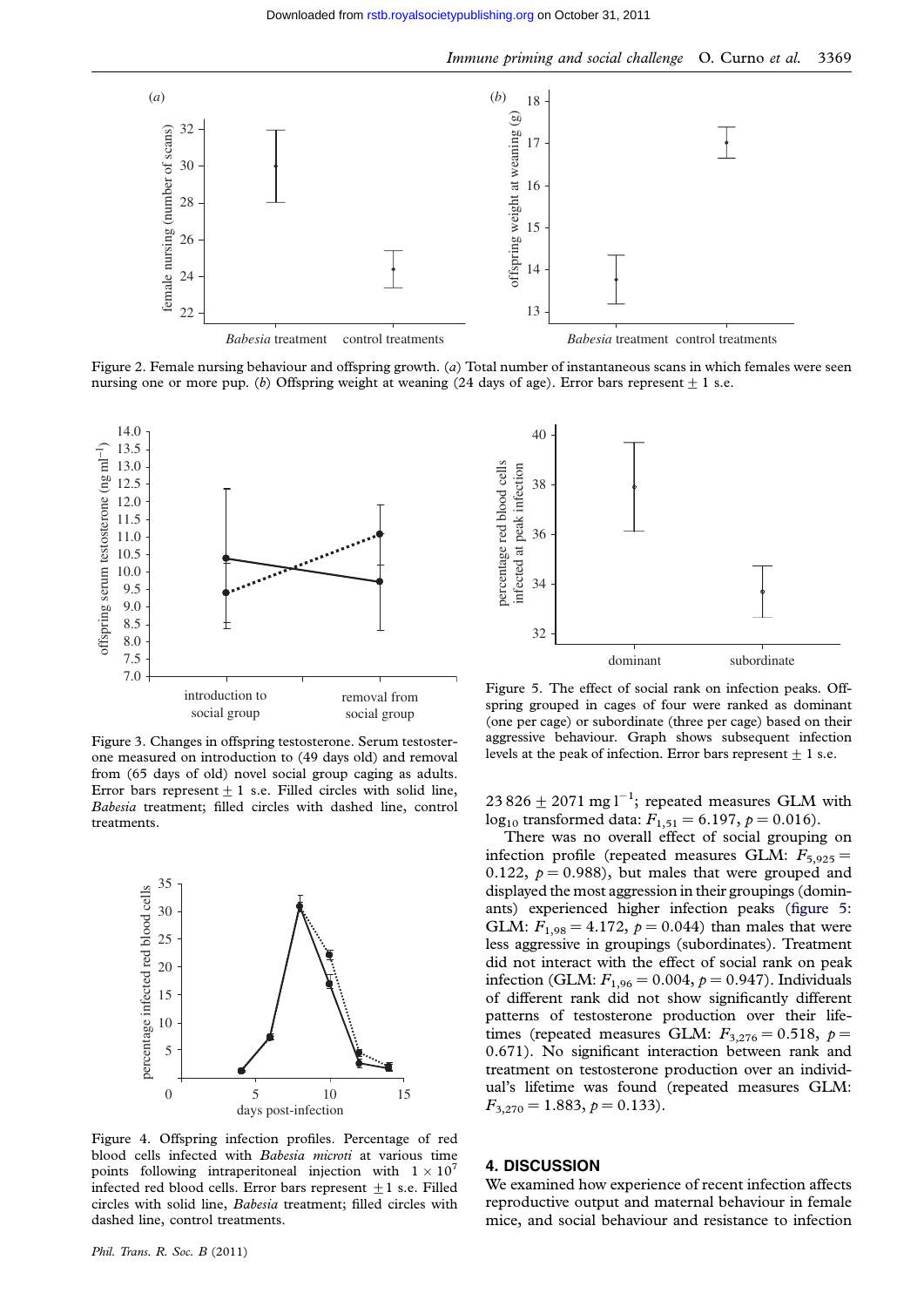Figure 2. Female nursing behaviour and offspring growth. (*a*) Total number of instantaneous scans in which females were seen nursing one or more pup. (*b*) Offspring weight at weaning (24 days of age). Error bars represent $\pm$ 1 s.e.

Figure 3. Changes in offspring testosterone. Serum testosterone measured on introduction to (49 days old) and removal from (65 days of old) novel social group caging as adults. Error bars represent $\pm$ 1 s.e. Filled circles with solid line, *Babesia* treatment; filled circles with dashed line, control treatments.

Figure 4. Offspring infection profiles. Percentage of red blood cells infected with *Babesia microti* at various time points following intraperitoneal injection with $1 \times 10^7$ infected red blood cells. Error bars represent $\pm$1 s.e. Filled circles with solid line, *Babesia* treatment; filled circles with dashed line, control treatments.

Figure 5. The effect of social rank on infection peaks. Offspring grouped in cages of four were ranked as dominant (one per cage) or subordinate (three per cage) based on their aggressive behaviour. Graph shows subsequent infection levels at the peak of infection. Error bars represent $\pm$ 1 s.e.

23 826 $\pm$ 2071 mg l$^{-1}$; repeated measures GLM with $\log_{10}$ transformed data: $F_{1,51} = 6.197$, $p = 0.016$).

There was no overall effect of social grouping on infection profile (repeated measures GLM: $F_{5,925} = 0.122$, $p = 0.988$), but males that were grouped and displayed the most aggression in their groupings (dominants) experienced higher infection peaks (figure 5: GLM: $F_{1,98} = 4.172$, $p = 0.044$) than males that were less aggressive in groupings (subordinates). Treatment did not interact with the effect of social rank on peak infection (GLM: $F_{1,96} = 0.004$, $p = 0.947$). Individuals of different rank did not show significantly different patterns of testosterone production over their lifetimes (repeated measures GLM: $F_{3,276} = 0.518$, $p = 0.671$). No significant interaction between rank and treatment on testosterone production over an individual's lifetime was found (repeated measures GLM: $F_{3,270} = 1.883$, $p = 0.133$).

## 4. DISCUSSION

We examined how experience of recent infection affects reproductive output and maternal behaviour in female mice, and social behaviour and resistance to infection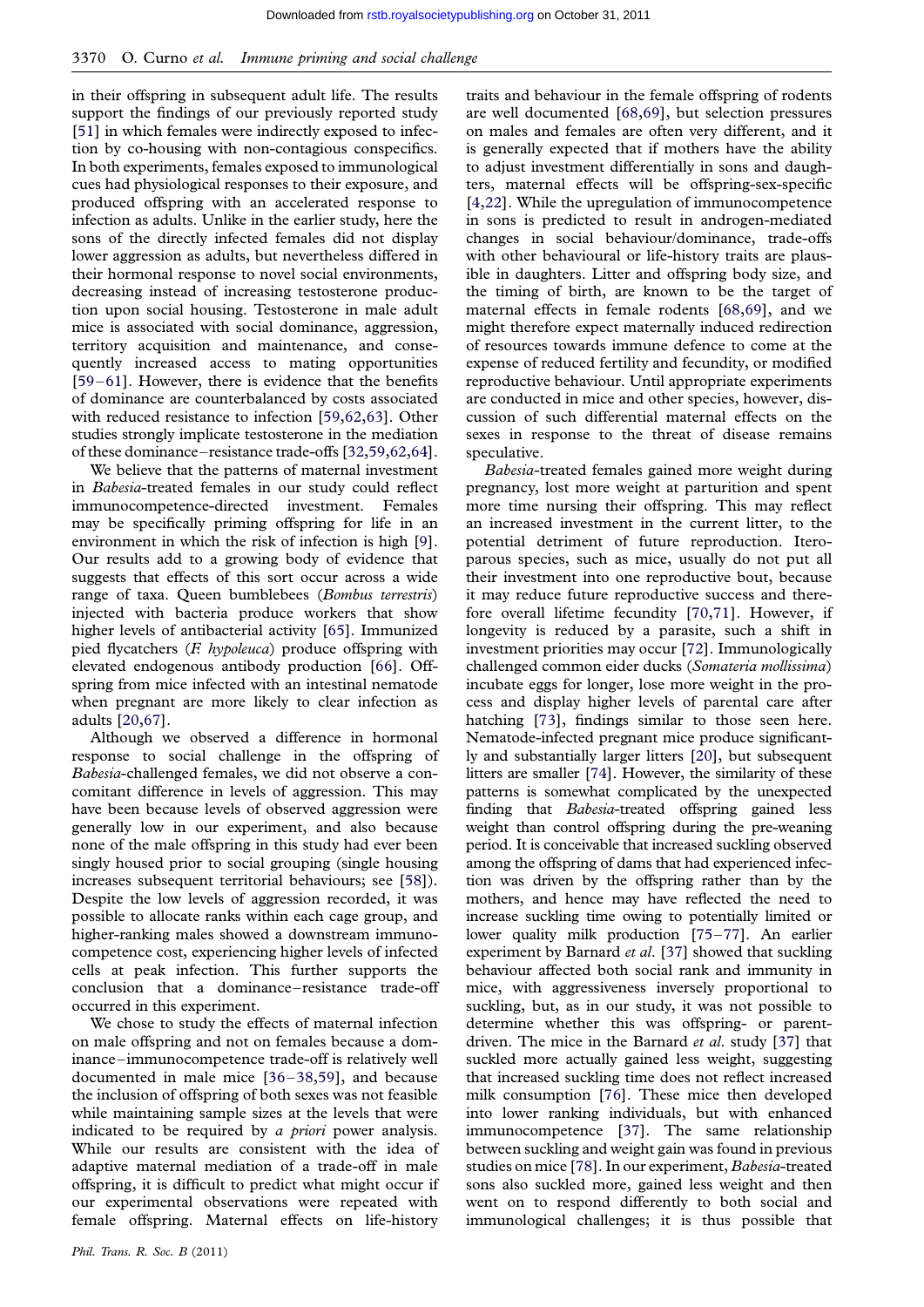in their offspring in subsequent adult life. The results support the findings of our previously reported study [51] in which females were indirectly exposed to infection by co-housing with non-contagious conspecifics. In both experiments, females exposed to immunological cues had physiological responses to their exposure, and produced offspring with an accelerated response to infection as adults. Unlike in the earlier study, here the sons of the directly infected females did not display lower aggression as adults, but nevertheless differed in their hormonal response to novel social environments, decreasing instead of increasing testosterone production upon social housing. Testosterone in male adult mice is associated with social dominance, aggression, territory acquisition and maintenance, and consequently increased access to mating opportunities [59–61]. However, there is evidence that the benefits of dominance are counterbalanced by costs associated with reduced resistance to infection [59,62,63]. Other studies strongly implicate testosterone in the mediation of these dominance–resistance trade-offs [32,59,62,64].

We believe that the patterns of maternal investment in *Babesia*-treated females in our study could reflect immunocompetence-directed investment. Females may be specifically priming offspring for life in an environment in which the risk of infection is high [9]. Our results add to a growing body of evidence that suggests that effects of this sort occur across a wide range of taxa. Queen bumblebees (*Bombus terrestris*) injected with bacteria produce workers that show higher levels of antibacterial activity [65]. Immunized pied flycatchers (*F. hypoleuca*) produce offspring with elevated endogenous antibody production [66]. Offspring from mice infected with an intestinal nematode when pregnant are more likely to clear infection as adults [20,67].

Although we observed a difference in hormonal response to social challenge in the offspring of *Babesia*-challenged females, we did not observe a concomitant difference in levels of aggression. This may have been because levels of observed aggression were generally low in our experiment, and also because none of the male offspring in this study had ever been singly housed prior to social grouping (single housing increases subsequent territorial behaviours; see [58]). Despite the low levels of aggression recorded, it was possible to allocate ranks within each cage group, and higher-ranking males showed a downstream immunocompetence cost, experiencing higher levels of infected cells at peak infection. This further supports the conclusion that a dominance–resistance trade-off occurred in this experiment.

We chose to study the effects of maternal infection on male offspring and not on females because a dominance–immunocompetence trade-off is relatively well documented in male mice [36–38,59], and because the inclusion of offspring of both sexes was not feasible while maintaining sample sizes at the levels that were indicated to be required by *a priori* power analysis. While our results are consistent with the idea of adaptive maternal mediation of a trade-off in male offspring, it is difficult to predict what might occur if our experimental observations were repeated with female offspring. Maternal effects on life-history traits and behaviour in the female offspring of rodents are well documented [68,69], but selection pressures on males and females are often very different, and it is generally expected that if mothers have the ability to adjust investment differentially in sons and daughters, maternal effects will be offspring-sex-specific [4,22]. While the upregulation of immunocompetence in sons is predicted to result in androgen-mediated changes in social behaviour/dominance, trade-offs with other behavioural or life-history traits are plausible in daughters. Litter and offspring body size, and the timing of birth, are known to be the target of maternal effects in female rodents [68,69], and we might therefore expect maternally induced redirection of resources towards immune defence to come at the expense of reduced fertility and fecundity, or modified reproductive behaviour. Until appropriate experiments are conducted in mice and other species, however, discussion of such differential maternal effects on the sexes in response to the threat of disease remains speculative.

*Babesia*-treated females gained more weight during pregnancy, lost more weight at parturition and spent more time nursing their offspring. This may reflect an increased investment in the current litter, to the potential detriment of future reproduction. Iteroparous species, such as mice, usually do not put all their investment into one reproductive bout, because it may reduce future reproductive success and therefore overall lifetime fecundity [70,71]. However, if longevity is reduced by a parasite, such a shift in investment priorities may occur [72]. Immunologically challenged common eider ducks (*Somateria mollissima*) incubate eggs for longer, lose more weight in the process and display higher levels of parental care after hatching [73], findings similar to those seen here. Nematode-infected pregnant mice produce significantly and substantially larger litters [20], but subsequent litters are smaller [74]. However, the similarity of these patterns is somewhat complicated by the unexpected finding that *Babesia*-treated offspring gained less weight than control offspring during the pre-weaning period. It is conceivable that increased suckling observed among the offspring of dams that had experienced infection was driven by the offspring rather than by the mothers, and hence may have reflected the need to increase suckling time owing to potentially limited or lower quality milk production [75–77]. An earlier experiment by Barnard *et al.* [37] showed that suckling behaviour affected both social rank and immunity in mice, with aggressiveness inversely proportional to suckling, but, as in our study, it was not possible to determine whether this was offspring- or parent-driven. The mice in the Barnard *et al.* study [37] that suckled more actually gained less weight, suggesting that increased suckling time does not reflect increased milk consumption [76]. These mice then developed into lower ranking individuals, but with enhanced immunocompetence [37]. The same relationship between suckling and weight gain was found in previous studies on mice [78]. In our experiment, *Babesia*-treated sons also suckled more, gained less weight and then went on to respond differently to both social and immunological challenges; it is thus possible that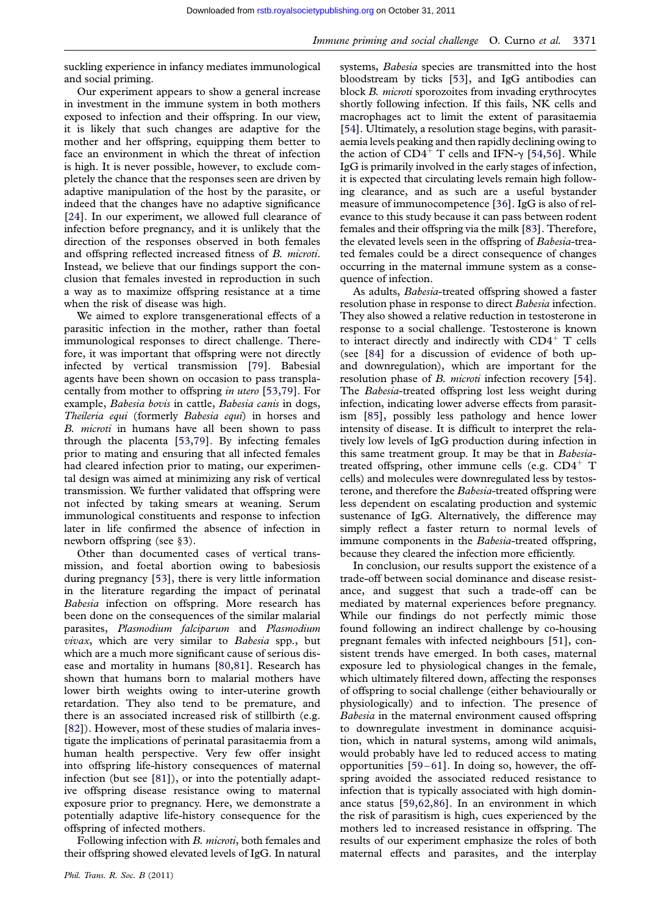suckling experience in infancy mediates immunological and social priming.

Our experiment appears to show a general increase in investment in the immune system in both mothers exposed to infection and their offspring. In our view, it is likely that such changes are adaptive for the mother and her offspring, equipping them better to face an environment in which the threat of infection is high. It is never possible, however, to exclude completely the chance that the responses seen are driven by adaptive manipulation of the host by the parasite, or indeed that the changes have no adaptive significance [24]. In our experiment, we allowed full clearance of infection before pregnancy, and it is unlikely that the direction of the responses observed in both females and offspring reflected increased fitness of *B. microti*. Instead, we believe that our findings support the conclusion that females invested in reproduction in such a way as to maximize offspring resistance at a time when the risk of disease was high.

We aimed to explore transgenerational effects of a parasitic infection in the mother, rather than foetal immunological responses to direct challenge. Therefore, it was important that offspring were not directly infected by vertical transmission [79]. Babesial agents have been shown on occasion to pass transplacentally from mother to offspring *in utero* [53,79]. For example, *Babesia bovis* in cattle, *Babesia canis* in dogs, *Theileria equi* (formerly *Babesia equi*) in horses and *B. microti* in humans have all been shown to pass through the placenta [53,79]. By infecting females prior to mating and ensuring that all infected females had cleared infection prior to mating, our experimental design was aimed at minimizing any risk of vertical transmission. We further validated that offspring were not infected by taking smears at weaning. Serum immunological constituents and response to infection later in life confirmed the absence of infection in newborn offspring (see §3).

Other than documented cases of vertical transmission, and foetal abortion owing to babesiosis during pregnancy [53], there is very little information in the literature regarding the impact of perinatal *Babesia* infection on offspring. More research has been done on the consequences of the similar malarial parasites, *Plasmodium falciparum* and *Plasmodium vivax*, which are very similar to *Babesia* spp., but which are a much more significant cause of serious disease and mortality in humans [80,81]. Research has shown that humans born to malarial mothers have lower birth weights owing to inter-uterine growth retardation. They also tend to be premature, and there is an associated increased risk of stillbirth (e.g. [82]). However, most of these studies of malaria investigate the implications of perinatal parasitaemia from a human health perspective. Very few offer insight into offspring life-history consequences of maternal infection (but see [81]), or into the potentially adaptive offspring disease resistance owing to maternal exposure prior to pregnancy. Here, we demonstrate a potentially adaptive life-history consequence for the offspring of infected mothers.

Following infection with *B. microti*, both females and their offspring showed elevated levels of IgG. In natural systems, *Babesia* species are transmitted into the host bloodstream by ticks [53], and IgG antibodies can block *B. microti* sporozoites from invading erythrocytes shortly following infection. If this fails, NK cells and macrophages act to limit the extent of parasitaemia [54]. Ultimately, a resolution stage begins, with parasitaemia levels peaking and then rapidly declining owing to the action of $CD4^+$ T cells and IFN-γ [54,56]. While IgG is primarily involved in the early stages of infection, it is expected that circulating levels remain high following clearance, and as such are a useful bystander measure of immunocompetence [36]. IgG is also of relevance to this study because it can pass between rodent females and their offspring via the milk [83]. Therefore, the elevated levels seen in the offspring of *Babesia*-treated females could be a direct consequence of changes occurring in the maternal immune system as a consequence of infection.

As adults, *Babesia*-treated offspring showed a faster resolution phase in response to direct *Babesia* infection. They also showed a relative reduction in testosterone in response to a social challenge. Testosterone is known to interact directly and indirectly with $CD4^+$ T cells (see [84] for a discussion of evidence of both up- and downregulation), which are important for the resolution phase of *B. microti* infection recovery [54]. The *Babesia*-treated offspring lost less weight during infection, indicating lower adverse effects from parasitism [85], possibly less pathology and hence lower intensity of disease. It is difficult to interpret the relatively low levels of IgG production during infection in this same treatment group. It may be that in *Babesia*-treated offspring, other immune cells (e.g. $CD4^+$ T cells) and molecules were downregulated less by testosterone, and therefore the *Babesia*-treated offspring were less dependent on escalating production and systemic sustenance of IgG. Alternatively, the difference may simply reflect a faster return to normal levels of immune components in the *Babesia*-treated offspring, because they cleared the infection more efficiently.

In conclusion, our results support the existence of a trade-off between social dominance and disease resistance, and suggest that such a trade-off can be mediated by maternal experiences before pregnancy. While our findings do not perfectly mimic those found following an indirect challenge by co-housing pregnant females with infected neighbours [51], consistent trends have emerged. In both cases, maternal exposure led to physiological changes in the female, which ultimately filtered down, affecting the responses of offspring to social challenge (either behaviourally or physiologically) and to infection. The presence of *Babesia* in the maternal environment caused offspring to downregulate investment in dominance acquisition, which in natural systems, among wild animals, would probably have led to reduced access to mating opportunities [59–61]. In doing so, however, the offspring avoided the associated reduced resistance to infection that is typically associated with high dominance status [59,62,86]. In an environment in which the risk of parasitism is high, cues experienced by the mothers led to increased resistance in offspring. The results of our experiment emphasize the roles of both maternal effects and parasites, and the interplay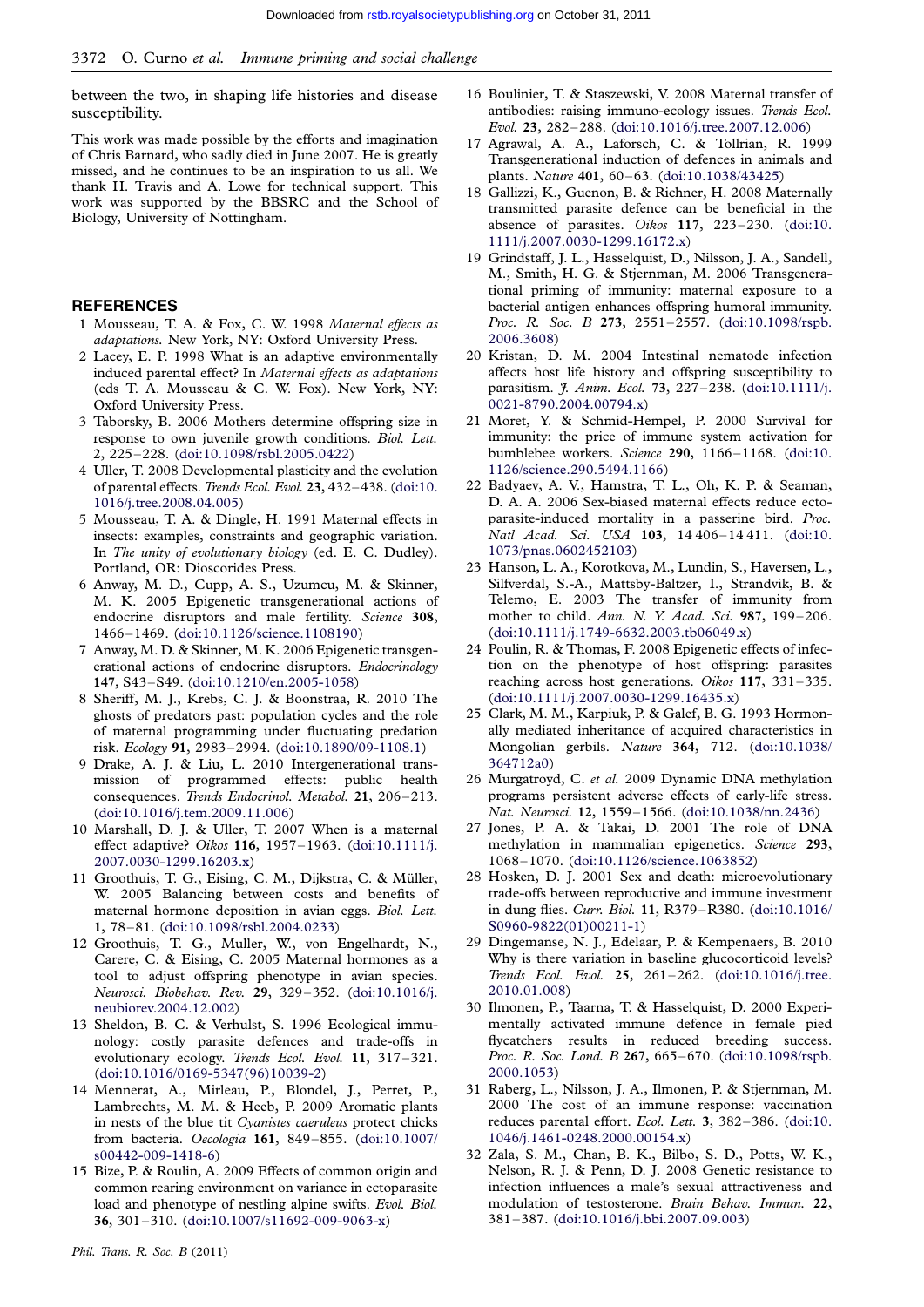between the two, in shaping life histories and disease susceptibility.

This work was made possible by the efforts and imagination of Chris Barnard, who sadly died in June 2007. He is greatly missed, and he continues to be an inspiration to us all. We thank H. Travis and A. Lowe for technical support. This work was supported by the BBSRC and the School of Biology, University of Nottingham.

## REFERENCES

1 Mousseau, T. A. & Fox, C. W. 1998 *Maternal effects as adaptations*. New York, NY: Oxford University Press.

2 Lacey, E. P. 1998 What is an adaptive environmentally induced parental effect? In *Maternal effects as adaptations* (eds T. A. Mousseau & C. W. Fox). New York, NY: Oxford University Press.

3 Taborsky, B. 2006 Mothers determine offspring size in response to own juvenile growth conditions. *Biol. Lett.* **2**, 225–228. (doi:10.1098/rsbl.2005.0422)

4 Uller, T. 2008 Developmental plasticity and the evolution of parental effects. *Trends Ecol. Evol.* **23**, 432–438. (doi:10.1016/j.tree.2008.04.005)

5 Mousseau, T. A. & Dingle, H. 1991 Maternal effects in insects: examples, constraints and geographic variation. In *The unity of evolutionary biology* (ed. E. C. Dudley). Portland, OR: Dioscorides Press.

6 Anway, M. D., Cupp, A. S., Uzumcu, M. & Skinner, M. K. 2005 Epigenetic transgenerational actions of endocrine disruptors and male fertility. *Science* **308**, 1466–1469. (doi:10.1126/science.1108190)

7 Anway, M. D. & Skinner, M. K. 2006 Epigenetic transgenerational actions of endocrine disruptors. *Endocrinology* **147**, S43–S49. (doi:10.1210/en.2005-1058)

8 Sheriff, M. J., Krebs, C. J. & Boonstraa, R. 2010 The ghosts of predators past: population cycles and the role of maternal programming under fluctuating predation risk. *Ecology* **91**, 2983–2994. (doi:10.1890/09-1108.1)

9 Drake, A. J. & Liu, L. 2010 Intergenerational transmission of programmed effects: public health consequences. *Trends Endocrinol. Metabol.* **21**, 206–213. (doi:10.1016/j.tem.2009.11.006)

10 Marshall, D. J. & Uller, T. 2007 When is a maternal effect adaptive? *Oikos* **116**, 1957–1963. (doi:10.1111/j.2007.0030-1299.16203.x)

11 Groothuis, T. G., Eising, C. M., Dijkstra, C. & Müller, W. 2005 Balancing between costs and benefits of maternal hormone deposition in avian eggs. *Biol. Lett.* **1**, 78–81. (doi:10.1098/rsbl.2004.0233)

12 Groothuis, T. G., Muller, W., von Engelhardt, N., Carere, C. & Eising, C. 2005 Maternal hormones as a tool to adjust offspring phenotype in avian species. *Neurosci. Biobehav. Rev.* **29**, 329–352. (doi:10.1016/j.neubiorev.2004.12.002)

13 Sheldon, B. C. & Verhulst, S. 1996 Ecological immunology: costly parasite defences and trade-offs in evolutionary ecology. *Trends Ecol. Evol.* **11**, 317–321. (doi:10.1016/0169-5347(96)10039-2)

14 Mennerat, A., Mirleau, P., Blondel, J., Perret, P., Lambrechts, M. M. & Heeb, P. 2009 Aromatic plants in nests of the blue tit *Cyanistes caeruleus* protect chicks from bacteria. *Oecologia* **161**, 849–855. (doi:10.1007/s00442-009-1418-6)

15 Bize, P. & Roulin, A. 2009 Effects of common origin and common rearing environment on variance in ectoparasite load and phenotype of nestling alpine swifts. *Evol. Biol.* **36**, 301–310. (doi:10.1007/s11692-009-9063-x)

16 Boulinier, T. & Staszewski, V. 2008 Maternal transfer of antibodies: raising immuno-ecology issues. *Trends Ecol. Evol.* **23**, 282–288. (doi:10.1016/j.tree.2007.12.006)

17 Agrawal, A. A., Laforsch, C. & Tollrian, R. 1999 Transgenerational induction of defences in animals and plants. *Nature* **401**, 60–63. (doi:10.1038/43425)

18 Gallizzi, K., Guenon, B. & Richner, H. 2008 Maternally transmitted parasite defence can be beneficial in the absence of parasites. *Oikos* **117**, 223–230. (doi:10.1111/j.2007.0030-1299.16172.x)

19 Grindstaff, J. L., Hasselquist, D., Nilsson, J. A., Sandell, M., Smith, H. G. & Stjernman, M. 2006 Transgenerational priming of immunity: maternal exposure to a bacterial antigen enhances offspring humoral immunity. *Proc. R. Soc. B* **273**, 2551–2557. (doi:10.1098/rspb.2006.3608)

20 Kristan, D. M. 2004 Intestinal nematode infection affects host life history and offspring susceptibility to parasitism. *J. Anim. Ecol.* **73**, 227–238. (doi:10.1111/j.0021-8790.2004.00794.x)

21 Moret, Y. & Schmid-Hempel, P. 2000 Survival for immunity: the price of immune system activation for bumblebee workers. *Science* **290**, 1166–1168. (doi:10.1126/science.290.5494.1166)

22 Badyaev, A. V., Hamstra, T. L., Oh, K. P. & Seaman, D. A. A. 2006 Sex-biased maternal effects reduce ectoparasite-induced mortality in a passerine bird. *Proc. Natl Acad. Sci. USA* **103**, 14 406–14 411. (doi:10.1073/pnas.0602452103)

23 Hanson, L. A., Korotkova, M., Lundin, S., Haversen, L., Silfverdal, S.-A., Mattsby-Baltzer, I., Strandvik, B. & Telemo, E. 2003 The transfer of immunity from mother to child. *Ann. N. Y. Acad. Sci.* **987**, 199–206. (doi:10.1111/j.1749-6632.2003.tb06049.x)

24 Poulin, R. & Thomas, F. 2008 Epigenetic effects of infection on the phenotype of host offspring: parasites reaching across host generations. *Oikos* **117**, 331–335. (doi:10.1111/j.2007.0030-1299.16435.x)

25 Clark, M. M., Karpiuk, P. & Galef, B. G. 1993 Hormonally mediated inheritance of acquired characteristics in Mongolian gerbils. *Nature* **364**, 712. (doi:10.1038/364712a0)

26 Murgatroyd, C. *et al.* 2009 Dynamic DNA methylation programs persistent adverse effects of early-life stress. *Nat. Neurosci.* **12**, 1559–1566. (doi:10.1038/nn.2436)

27 Jones, P. A. & Takai, D. 2001 The role of DNA methylation in mammalian epigenetics. *Science* **293**, 1068–1070. (doi:10.1126/science.1063852)

28 Hosken, D. J. 2001 Sex and death: microevolutionary trade-offs between reproductive and immune investment in dung flies. *Curr. Biol.* **11**, R379–R380. (doi:10.1016/S0960-9822(01)00211-1)

29 Dingemanse, N. J., Edelaar, P. & Kempenaers, B. 2010 Why is there variation in baseline glucocorticoid levels? *Trends Ecol. Evol.* **25**, 261–262. (doi:10.1016/j.tree.2010.01.008)

30 Ilmonen, P., Taarna, T. & Hasselquist, D. 2000 Experimentally activated immune defence in female pied flycatchers results in reduced breeding success. *Proc. R. Soc. Lond. B* **267**, 665–670. (doi:10.1098/rspb.2000.1053)

31 Raberg, L., Nilsson, J. A., Ilmonen, P. & Stjernman, M. 2000 The cost of an immune response: vaccination reduces parental effort. *Ecol. Lett.* **3**, 382–386. (doi:10.1046/j.1461-0248.2000.00154.x)

32 Zala, S. M., Chan, B. K., Bilbo, S. D., Potts, W. K., Nelson, R. J. & Penn, D. J. 2008 Genetic resistance to infection influences a male's sexual attractiveness and modulation of testosterone. *Brain Behav. Immun.* **22**, 381–387. (doi:10.1016/j.bbi.2007.09.003)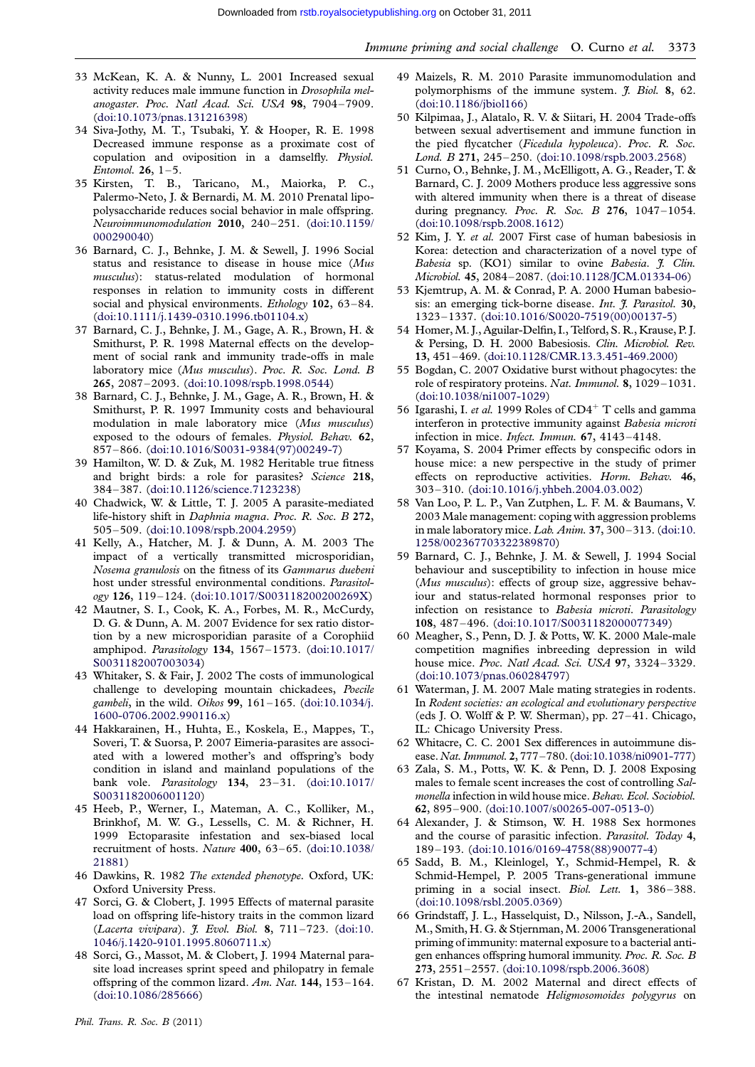33 McKean, K. A. & Nunny, L. 2001 Increased sexual activity reduces male immune function in *Drosophila melanogaster*. *Proc. Natl Acad. Sci. USA* **98**, 7904–7909. (doi:10.1073/pnas.131216398)

34 Siva-Jothy, M. T., Tsubaki, Y. & Hooper, R. E. 1998 Decreased immune response as a proximate cost of copulation and oviposition in a damselfly. *Physiol. Entomol.* **26**, 1–5.

35 Kirsten, T. B., Taricano, M., Maiorka, P. C., Palermo-Neto, J. & Bernardi, M. M. 2010 Prenatal lipopolysaccharide reduces social behavior in male offspring. *Neuroimmunomodulation* **2010**, 240–251. (doi:10.1159/000290040)

36 Barnard, C. J., Behnke, J. M. & Sewell, J. 1996 Social status and resistance to disease in house mice (*Mus musculus*): status-related modulation of hormonal responses in relation to immunity costs in different social and physical environments. *Ethology* **102**, 63–84. (doi:10.1111/j.1439-0310.1996.tb01104.x)

37 Barnard, C. J., Behnke, J. M., Gage, A. R., Brown, H. & Smithurst, P. R. 1998 Maternal effects on the development of social rank and immunity trade-offs in male laboratory mice (*Mus musculus*). *Proc. R. Soc. Lond. B* **265**, 2087–2093. (doi:10.1098/rspb.1998.0544)

38 Barnard, C. J., Behnke, J. M., Gage, A. R., Brown, H. & Smithurst, P. R. 1997 Immunity costs and behavioural modulation in male laboratory mice (*Mus musculus*) exposed to the odours of females. *Physiol. Behav.* **62**, 857–866. (doi:10.1016/S0031-9384(97)00249-7)

39 Hamilton, W. D. & Zuk, M. 1982 Heritable true fitness and bright birds: a role for parasites? *Science* **218**, 384–387. (doi:10.1126/science.7123238)

40 Chadwick, W. & Little, T. J. 2005 A parasite-mediated life-history shift in *Daphnia magna*. *Proc. R. Soc. B* **272**, 505–509. (doi:10.1098/rspb.2004.2959)

41 Kelly, A., Hatcher, M. J. & Dunn, A. M. 2003 The impact of a vertically transmitted microsporidian, *Nosema granulosis* on the fitness of its *Gammarus duebeni* host under stressful environmental conditions. *Parasitology* **126**, 119–124. (doi:10.1017/S003118200200269X)

42 Mautner, S. I., Cook, K. A., Forbes, M. R., McCurdy, D. G. & Dunn, A. M. 2007 Evidence for sex ratio distortion by a new microsporidian parasite of a Corophiid amphipod. *Parasitology* **134**, 1567–1573. (doi:10.1017/S0031182007003034)

43 Whitaker, S. & Fair, J. 2002 The costs of immunological challenge to developing mountain chickadees, *Poecile gambeli*, in the wild. *Oikos* **99**, 161–165. (doi:10.1034/j.1600-0706.2002.990116.x)

44 Hakkarainen, H., Huhta, E., Koskela, E., Mappes, T., Soveri, T. & Suorsa, P. 2007 Eimeria-parasites are associated with a lowered mother's and offspring's body condition in island and mainland populations of the bank vole. *Parasitology* **134**, 23–31. (doi:10.1017/S0031182006001120)

45 Heeb, P., Werner, I., Mateman, A. C., Kolliker, M., Brinkhof, M. W. G., Lessells, C. M. & Richner, H. 1999 Ectoparasite infestation and sex-biased local recruitment of hosts. *Nature* **400**, 63–65. (doi:10.1038/21881)

46 Dawkins, R. 1982 *The extended phenotype*. Oxford, UK: Oxford University Press.

47 Sorci, G. & Clobert, J. 1995 Effects of maternal parasite load on offspring life-history traits in the common lizard (*Lacerta vivipara*). *J. Evol. Biol.* **8**, 711–723. (doi:10.1046/j.1420-9101.1995.8060711.x)

48 Sorci, G., Massot, M. & Clobert, J. 1994 Maternal parasite load increases sprint speed and philopatry in female offspring of the common lizard. *Am. Nat.* **144**, 153–164. (doi:10.1086/285666)

49 Maizels, R. M. 2010 Parasite immunomodulation and polymorphisms of the immune system. *J. Biol.* **8**, 62. (doi:10.1186/jbiol166)

50 Kilpimaa, J., Alatalo, R. V. & Siitari, H. 2004 Trade-offs between sexual advertisement and immune function in the pied flycatcher (*Ficedula hypoleuca*). *Proc. R. Soc. Lond. B* **271**, 245–250. (doi:10.1098/rspb.2003.2568)

51 Curno, O., Behnke, J. M., McElligott, A. G., Reader, T. & Barnard, C. J. 2009 Mothers produce less aggressive sons with altered immunity when there is a threat of disease during pregnancy. *Proc. R. Soc. B* **276**, 1047–1054. (doi:10.1098/rspb.2008.1612)

52 Kim, J. Y. *et al.* 2007 First case of human babesiosis in Korea: detection and characterization of a novel type of *Babesia* sp. (KO1) similar to ovine *Babesia*. *J. Clin. Microbiol.* **45**, 2084–2087. (doi:10.1128/JCM.01334-06)

53 Kjemtrup, A. M. & Conrad, P. A. 2000 Human babesiosis: an emerging tick-borne disease. *Int. J. Parasitol.* **30**, 1323–1337. (doi:10.1016/S0020-7519(00)00137-5)

54 Homer, M. J., Aguilar-Delfin, I., Telford, S. R., Krause, P. J. & Persing, D. H. 2000 Babesiosis. *Clin. Microbiol. Rev.* **13**, 451–469. (doi:10.1128/CMR.13.3.451-469.2000)

55 Bogdan, C. 2007 Oxidative burst without phagocytes: the role of respiratory proteins. *Nat. Immunol.* **8**, 1029–1031. (doi:10.1038/ni1007-1029)

56 Igarashi, I. *et al.* 1999 Roles of $CD4^+$ T cells and gamma interferon in protective immunity against *Babesia microti* infection in mice. *Infect. Immun.* **67**, 4143–4148.

57 Koyama, S. 2004 Primer effects by conspecific odors in house mice: a new perspective in the study of primer effects on reproductive activities. *Horm. Behav.* **46**, 303–310. (doi:10.1016/j.yhbeh.2004.03.002)

58 Van Loo, P. L. P., Van Zutphen, L. F. M. & Baumans, V. 2003 Male management: coping with aggression problems in male laboratory mice. *Lab. Anim.* **37**, 300–313. (doi:10.1258/002367703322389870)

59 Barnard, C. J., Behnke, J. M. & Sewell, J. 1994 Social behaviour and susceptibility to infection in house mice (*Mus musculus*): effects of group size, aggressive behaviour and status-related hormonal responses prior to infection on resistance to *Babesia microti*. *Parasitology* **108**, 487–496. (doi:10.1017/S0031182000077349)

60 Meagher, S., Penn, D. J. & Potts, W. K. 2000 Male-male competition magnifies inbreeding depression in wild house mice. *Proc. Natl Acad. Sci. USA* **97**, 3324–3329. (doi:10.1073/pnas.060284797)

61 Waterman, J. M. 2007 Male mating strategies in rodents. In *Rodent societies: an ecological and evolutionary perspective* (eds J. O. Wolff & P. W. Sherman), pp. 27–41. Chicago, IL: Chicago University Press.

62 Whitacre, C. C. 2001 Sex differences in autoimmune disease. *Nat. Immunol.* **2**, 777–780. (doi:10.1038/ni0901-777)

63 Zala, S. M., Potts, W. K. & Penn, D. J. 2008 Exposing males to female scent increases the cost of controlling *Salmonella* infection in wild house mice. *Behav. Ecol. Sociobiol.* **62**, 895–900. (doi:10.1007/s00265-007-0513-0)

64 Alexander, J. & Stimson, W. H. 1988 Sex hormones and the course of parasitic infection. *Parasitol. Today* **4**, 189–193. (doi:10.1016/0169-4758(88)90077-4)

65 Sadd, B. M., Kleinlogel, Y., Schmid-Hempel, R. & Schmid-Hempel, P. 2005 Trans-generational immune priming in a social insect. *Biol. Lett.* **1**, 386–388. (doi:10.1098/rsbl.2005.0369)

66 Grindstaff, J. L., Hasselquist, D., Nilsson, J.-A., Sandell, M., Smith, H. G. & Stjernman, M. 2006 Transgenerational priming of immunity: maternal exposure to a bacterial antigen enhances offspring humoral immunity. *Proc. R. Soc. B* **273**, 2551–2557. (doi:10.1098/rspb.2006.3608)

67 Kristan, D. M. 2002 Maternal and direct effects of the intestinal nematode *Heligmosomoides polygyrus* on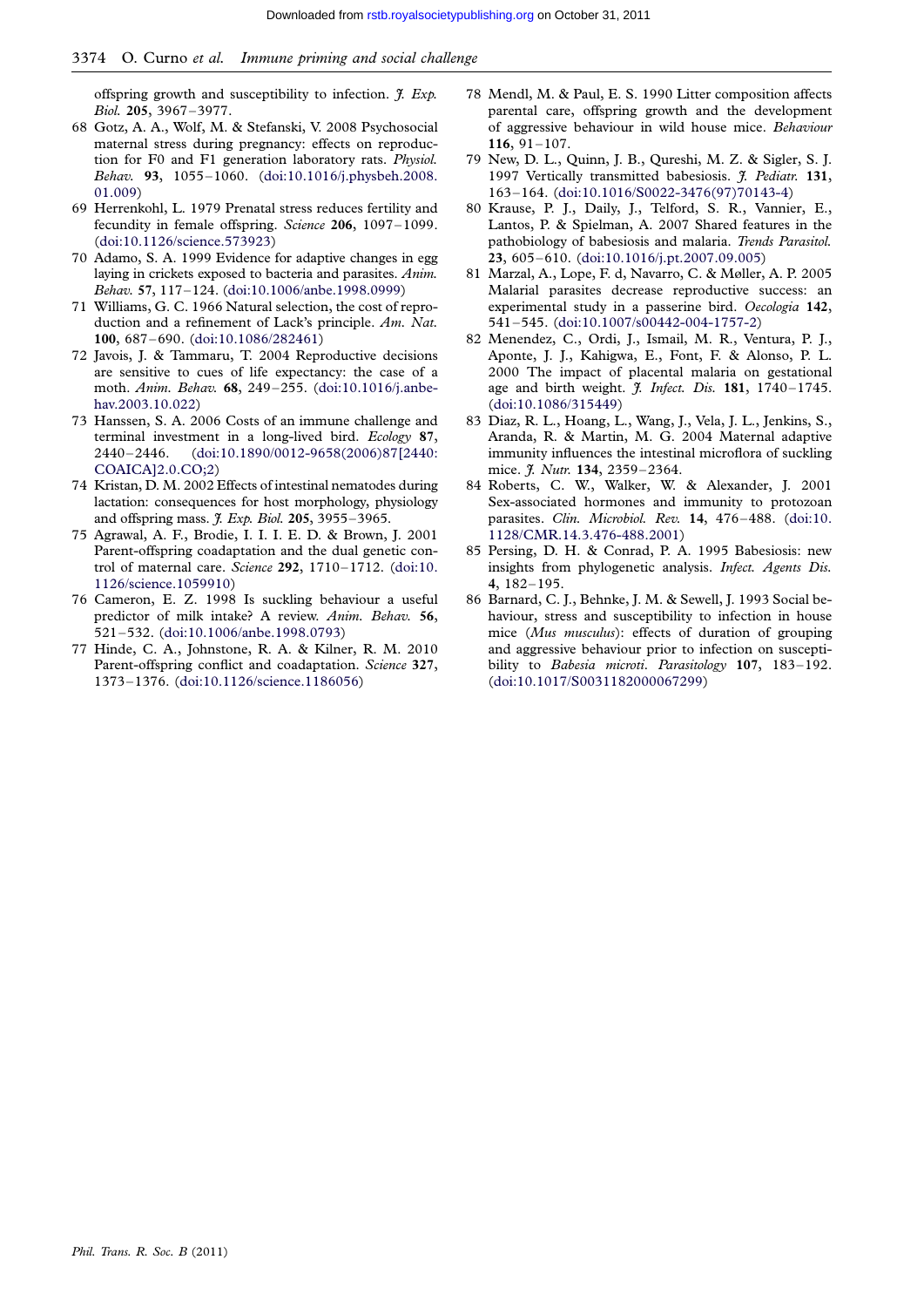offspring growth and susceptibility to infection. *J. Exp. Biol.* **205**, 3967–3977.

68 Gotz, A. A., Wolf, M. & Stefanski, V. 2008 Psychosocial maternal stress during pregnancy: effects on reproduction for F0 and F1 generation laboratory rats. *Physiol. Behav.* **93**, 1055–1060. (doi:10.1016/j.physbeh.2008.01.009)

69 Herrenkohl, L. 1979 Prenatal stress reduces fertility and fecundity in female offspring. *Science* **206**, 1097–1099. (doi:10.1126/science.573923)

70 Adamo, S. A. 1999 Evidence for adaptive changes in egg laying in crickets exposed to bacteria and parasites. *Anim. Behav.* **57**, 117–124. (doi:10.1006/anbe.1998.0999)

71 Williams, G. C. 1966 Natural selection, the cost of reproduction and a refinement of Lack's principle. *Am. Nat.* **100**, 687–690. (doi:10.1086/282461)

72 Javois, J. & Tammaru, T. 2004 Reproductive decisions are sensitive to cues of life expectancy: the case of a moth. *Anim. Behav.* **68**, 249–255. (doi:10.1016/j.anbehav.2003.10.022)

73 Hanssen, S. A. 2006 Costs of an immune challenge and terminal investment in a long-lived bird. *Ecology* **87**, 2440–2446. (doi:10.1890/0012-9658(2006)87[2440:COAICA]2.0.CO;2)

74 Kristan, D. M. 2002 Effects of intestinal nematodes during lactation: consequences for host morphology, physiology and offspring mass. *J. Exp. Biol.* **205**, 3955–3965.

75 Agrawal, A. F., Brodie, I. I. I. E. D. & Brown, J. 2001 Parent-offspring coadaptation and the dual genetic control of maternal care. *Science* **292**, 1710–1712. (doi:10.1126/science.1059910)

76 Cameron, E. Z. 1998 Is suckling behaviour a useful predictor of milk intake? A review. *Anim. Behav.* **56**, 521–532. (doi:10.1006/anbe.1998.0793)

77 Hinde, C. A., Johnstone, R. A. & Kilner, R. M. 2010 Parent-offspring conflict and coadaptation. *Science* **327**, 1373–1376. (doi:10.1126/science.1186056)

78 Mendl, M. & Paul, E. S. 1990 Litter composition affects parental care, offspring growth and the development of aggressive behaviour in wild house mice. *Behaviour* **116**, 91–107.

79 New, D. L., Quinn, J. B., Qureshi, M. Z. & Sigler, S. J. 1997 Vertically transmitted babesiosis. *J. Pediatr.* **131**, 163–164. (doi:10.1016/S0022-3476(97)70143-4)

80 Krause, P. J., Daily, J., Telford, S. R., Vannier, E., Lantos, P. & Spielman, A. 2007 Shared features in the pathobiology of babesiosis and malaria. *Trends Parasitol.* **23**, 605–610. (doi:10.1016/j.pt.2007.09.005)

81 Marzal, A., Lope, F. d, Navarro, C. & Møller, A. P. 2005 Malarial parasites decrease reproductive success: an experimental study in a passerine bird. *Oecologia* **142**, 541–545. (doi:10.1007/s00442-004-1757-2)

82 Menendez, C., Ordi, J., Ismail, M. R., Ventura, P. J., Aponte, J. J., Kahigwa, E., Font, F. & Alonso, P. L. 2000 The impact of placental malaria on gestational age and birth weight. *J. Infect. Dis.* **181**, 1740–1745. (doi:10.1086/315449)

83 Diaz, R. L., Hoang, L., Wang, J., Vela, J. L., Jenkins, S., Aranda, R. & Martin, M. G. 2004 Maternal adaptive immunity influences the intestinal microflora of suckling mice. *J. Nutr.* **134**, 2359–2364.

84 Roberts, C. W., Walker, W. & Alexander, J. 2001 Sex-associated hormones and immunity to protozoan parasites. *Clin. Microbiol. Rev.* **14**, 476–488. (doi:10.1128/CMR.14.3.476-488.2001)

85 Persing, D. H. & Conrad, P. A. 1995 Babesiosis: new insights from phylogenetic analysis. *Infect. Agents Dis.* **4**, 182–195.

86 Barnard, C. J., Behnke, J. M. & Sewell, J. 1993 Social behaviour, stress and susceptibility to infection in house mice (*Mus musculus*): effects of duration of grouping and aggressive behaviour prior to infection on susceptibility to *Babesia microti*. *Parasitology* **107**, 183–192. (doi:10.1017/S0031182000067299)